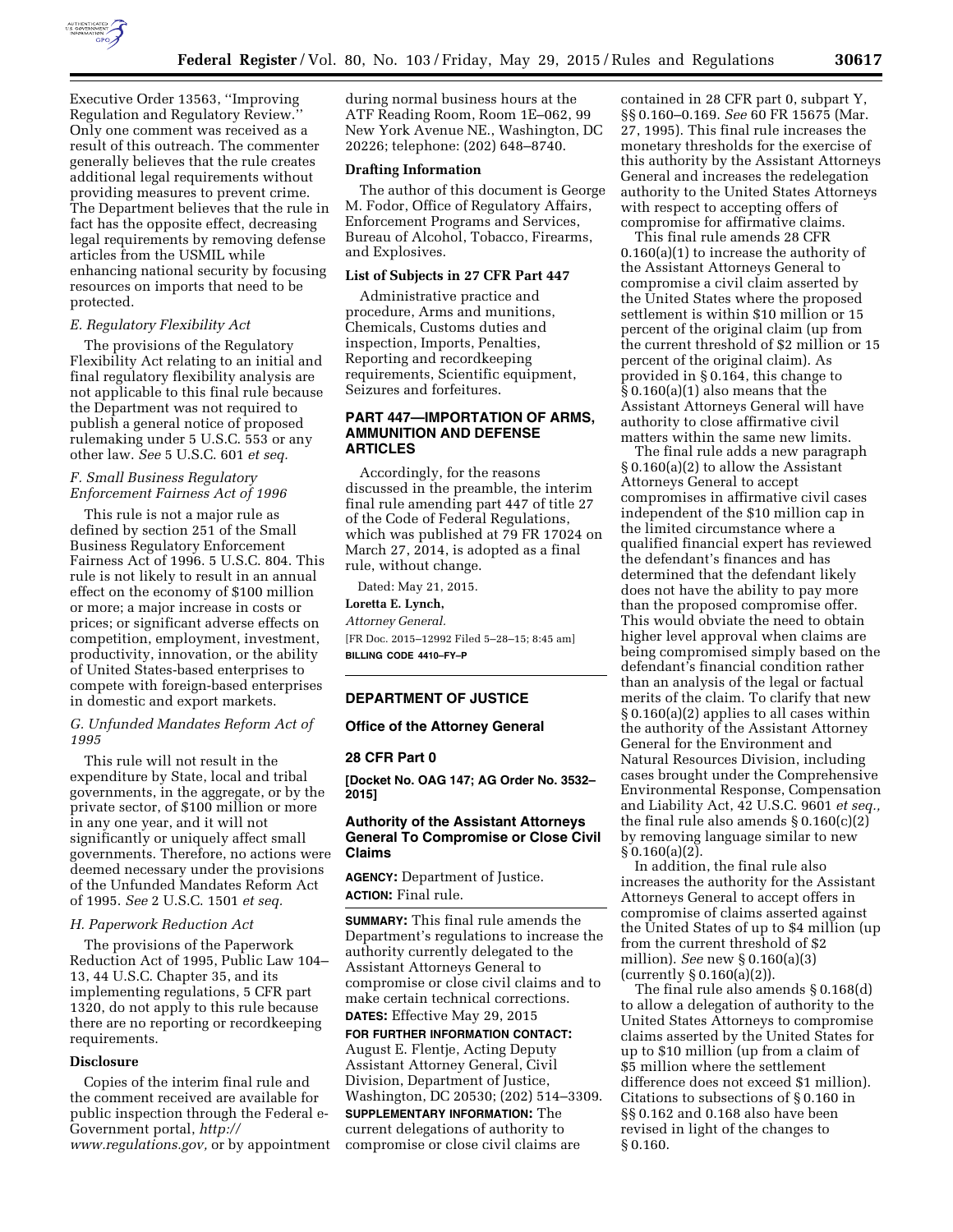Executive Order 13563, ''Improving Regulation and Regulatory Review.'' Only one comment was received as a result of this outreach. The commenter generally believes that the rule creates additional legal requirements without providing measures to prevent crime. The Department believes that the rule in fact has the opposite effect, decreasing legal requirements by removing defense articles from the USMIL while enhancing national security by focusing resources on imports that need to be protected.

### *E. Regulatory Flexibility Act*

The provisions of the Regulatory Flexibility Act relating to an initial and final regulatory flexibility analysis are not applicable to this final rule because the Department was not required to publish a general notice of proposed rulemaking under 5 U.S.C. 553 or any other law. *See* 5 U.S.C. 601 *et seq.*

### *F. Small Business Regulatory Enforcement Fairness Act of 1996*

This rule is not a major rule as defined by section 251 of the Small Business Regulatory Enforcement Fairness Act of 1996. 5 U.S.C. 804. This rule is not likely to result in an annual effect on the economy of $100 million or more; a major increase in costs or prices; or significant adverse effects on competition, employment, investment, productivity, innovation, or the ability of United States-based enterprises to compete with foreign-based enterprises in domestic and export markets.

### *G. Unfunded Mandates Reform Act of 1995*

This rule will not result in the expenditure by State, local and tribal governments, in the aggregate, or by the private sector, of $100 million or more in any one year, and it will not significantly or uniquely affect small governments. Therefore, no actions were deemed necessary under the provisions of the Unfunded Mandates Reform Act of 1995. *See* 2 U.S.C. 1501 *et seq.*

### *H. Paperwork Reduction Act*

The provisions of the Paperwork Reduction Act of 1995, Public Law 104–13, 44 U.S.C. Chapter 35, and its implementing regulations, 5 CFR part 1320, do not apply to this rule because there are no reporting or recordkeeping requirements.

### Disclosure

Copies of the interim final rule and the comment received are available for public inspection through the Federal e-Government portal, *http://www.regulations.gov,* or by appointment during normal business hours at the ATF Reading Room, Room 1E–062, 99 New York Avenue NE., Washington, DC 20226; telephone: (202) 648–8740.

### Drafting Information

The author of this document is George M. Fodor, Office of Regulatory Affairs, Enforcement Programs and Services, Bureau of Alcohol, Tobacco, Firearms, and Explosives.

### List of Subjects in 27 CFR Part 447

Administrative practice and procedure, Arms and munitions, Chemicals, Customs duties and inspection, Imports, Penalties, Reporting and recordkeeping requirements, Scientific equipment, Seizures and forfeitures.

## PART 447—IMPORTATION OF ARMS, AMMUNITION AND DEFENSE ARTICLES

Accordingly, for the reasons discussed in the preamble, the interim final rule amending part 447 of title 27 of the Code of Federal Regulations, which was published at 79 FR 17024 on March 27, 2014, is adopted as a final rule, without change.

Dated: May 21, 2015.

**Loretta E. Lynch,**

*Attorney General.*

[FR Doc. 2015–12992 Filed 5–28–15; 8:45 am]

**BILLING CODE 4410–FY–P**

---

## DEPARTMENT OF JUSTICE

### Office of the Attorney General

### 28 CFR Part 0

**[Docket No. OAG 147; AG Order No. 3532–2015]**

## Authority of the Assistant Attorneys General To Compromise or Close Civil Claims

**AGENCY:** Department of Justice.

**ACTION:** Final rule.

**SUMMARY:** This final rule amends the Department's regulations to increase the authority currently delegated to the Assistant Attorneys General to compromise or close civil claims and to make certain technical corrections.

**DATES:** Effective May 29, 2015

**FOR FURTHER INFORMATION CONTACT:** August E. Flentje, Acting Deputy Assistant Attorney General, Civil Division, Department of Justice, Washington, DC 20530; (202) 514–3309.

**SUPPLEMENTARY INFORMATION:** The current delegations of authority to compromise or close civil claims are contained in 28 CFR part 0, subpart Y, §§ 0.160–0.169. *See* 60 FR 15675 (Mar. 27, 1995). This final rule increases the monetary thresholds for the exercise of this authority by the Assistant Attorneys General and increases the redelegation authority to the United States Attorneys with respect to accepting offers of compromise for affirmative claims.

This final rule amends 28 CFR 0.160(a)(1) to increase the authority of the Assistant Attorneys General to compromise a civil claim asserted by the United States where the proposed settlement is within $10 million or 15 percent of the original claim (up from the current threshold of $2 million or 15 percent of the original claim). As provided in § 0.164, this change to § 0.160(a)(1) also means that the Assistant Attorneys General will have authority to close affirmative civil matters within the same new limits.

The final rule adds a new paragraph § 0.160(a)(2) to allow the Assistant Attorneys General to accept compromises in affirmative civil cases independent of the $10 million cap in the limited circumstance where a qualified financial expert has reviewed the defendant's finances and has determined that the defendant likely does not have the ability to pay more than the proposed compromise offer. This would obviate the need to obtain higher level approval when claims are being compromised simply based on the defendant's financial condition rather than an analysis of the legal or factual merits of the claim. To clarify that new § 0.160(a)(2) applies to all cases within the authority of the Assistant Attorney General for the Environment and Natural Resources Division, including cases brought under the Comprehensive Environmental Response, Compensation and Liability Act, 42 U.S.C. 9601 *et seq.,* the final rule also amends § 0.160(c)(2) by removing language similar to new § 0.160(a)(2).

In addition, the final rule also increases the authority for the Assistant Attorneys General to accept offers in compromise of claims asserted against the United States of up to $4 million (up from the current threshold of $2 million). *See* new § 0.160(a)(3) (currently § 0.160(a)(2)).

The final rule also amends § 0.168(d) to allow a delegation of authority to the United States Attorneys to compromise claims asserted by the United States for up to $10 million (up from a claim of $5 million where the settlement difference does not exceed $1 million). Citations to subsections of § 0.160 in §§ 0.162 and 0.168 also have been revised in light of the changes to § 0.160.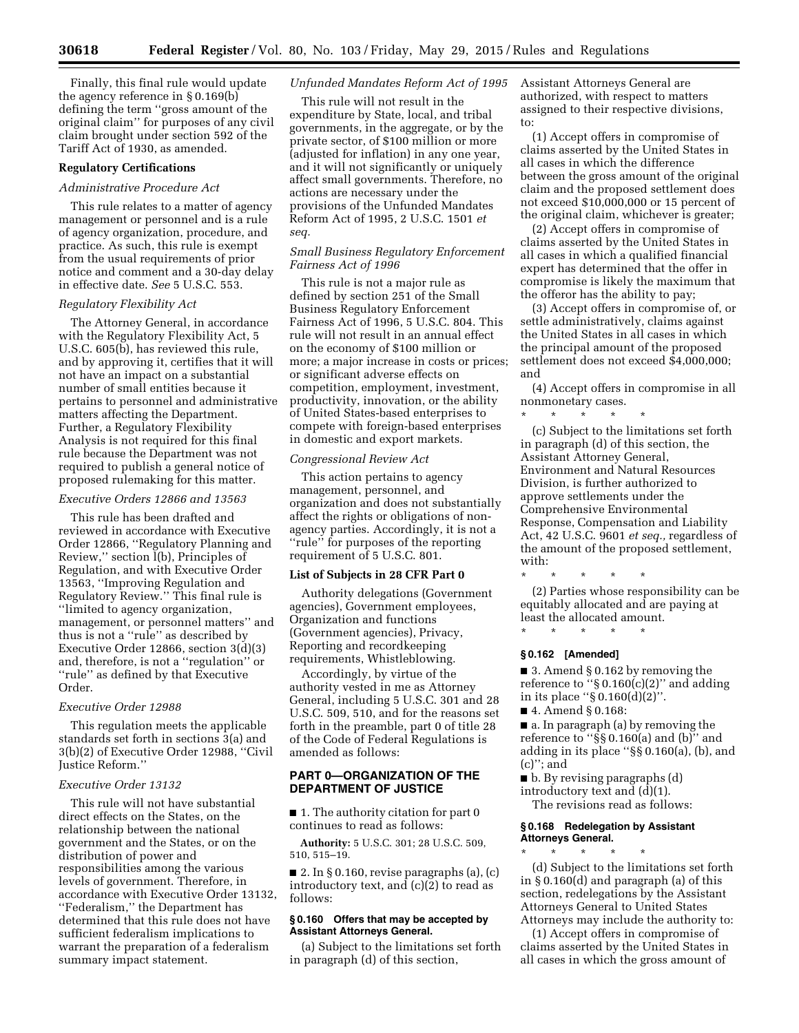Finally, this final rule would update the agency reference in § 0.169(b) defining the term ''gross amount of the original claim'' for purposes of any civil claim brought under section 592 of the Tariff Act of 1930, as amended.

## Regulatory Certifications

### *Administrative Procedure Act*

This rule relates to a matter of agency management or personnel and is a rule of agency organization, procedure, and practice. As such, this rule is exempt from the usual requirements of prior notice and comment and a 30-day delay in effective date. *See* 5 U.S.C. 553.

### *Regulatory Flexibility Act*

The Attorney General, in accordance with the Regulatory Flexibility Act, 5 U.S.C. 605(b), has reviewed this rule, and by approving it, certifies that it will not have an impact on a substantial number of small entities because it pertains to personnel and administrative matters affecting the Department. Further, a Regulatory Flexibility Analysis is not required for this final rule because the Department was not required to publish a general notice of proposed rulemaking for this matter.

### *Executive Orders 12866 and 13563*

This rule has been drafted and reviewed in accordance with Executive Order 12866, ''Regulatory Planning and Review,'' section 1(b), Principles of Regulation, and with Executive Order 13563, ''Improving Regulation and Regulatory Review.'' This final rule is ''limited to agency organization, management, or personnel matters'' and thus is not a ''rule'' as described by Executive Order 12866, section 3(d)(3) and, therefore, is not a ''regulation'' or ''rule'' as defined by that Executive Order.

### *Executive Order 12988*

This regulation meets the applicable standards set forth in sections 3(a) and 3(b)(2) of Executive Order 12988, ''Civil Justice Reform.''

### *Executive Order 13132*

This rule will not have substantial direct effects on the States, on the relationship between the national government and the States, or on the distribution of power and responsibilities among the various levels of government. Therefore, in accordance with Executive Order 13132, ''Federalism,'' the Department has determined that this rule does not have sufficient federalism implications to warrant the preparation of a federalism summary impact statement.

### *Unfunded Mandates Reform Act of 1995*

This rule will not result in the expenditure by State, local, and tribal governments, in the aggregate, or by the private sector, of $100 million or more (adjusted for inflation) in any one year, and it will not significantly or uniquely affect small governments. Therefore, no actions are necessary under the provisions of the Unfunded Mandates Reform Act of 1995, 2 U.S.C. 1501 *et seq.*

### *Small Business Regulatory Enforcement Fairness Act of 1996*

This rule is not a major rule as defined by section 251 of the Small Business Regulatory Enforcement Fairness Act of 1996, 5 U.S.C. 804. This rule will not result in an annual effect on the economy of $100 million or more; a major increase in costs or prices; or significant adverse effects on competition, employment, investment, productivity, innovation, or the ability of United States-based enterprises to compete with foreign-based enterprises in domestic and export markets.

### *Congressional Review Act*

This action pertains to agency management, personnel, and organization and does not substantially affect the rights or obligations of non-agency parties. Accordingly, it is not a ''rule'' for purposes of the reporting requirement of 5 U.S.C. 801.

## List of Subjects in 28 CFR Part 0

Authority delegations (Government agencies), Government employees, Organization and functions (Government agencies), Privacy, Reporting and recordkeeping requirements, Whistleblowing.

Accordingly, by virtue of the authority vested in me as Attorney General, including 5 U.S.C. 301 and 28 U.S.C. 509, 510, and for the reasons set forth in the preamble, part 0 of title 28 of the Code of Federal Regulations is amended as follows:

## PART 0—ORGANIZATION OF THE DEPARTMENT OF JUSTICE

■ 1. The authority citation for part 0 continues to read as follows:

**Authority:** 5 U.S.C. 301; 28 U.S.C. 509, 510, 515–19.

■ 2. In § 0.160, revise paragraphs (a), (c) introductory text, and (c)(2) to read as follows:

### § 0.160 Offers that may be accepted by Assistant Attorneys General.

(a) Subject to the limitations set forth in paragraph (d) of this section, Assistant Attorneys General are authorized, with respect to matters assigned to their respective divisions, to:

(1) Accept offers in compromise of claims asserted by the United States in all cases in which the difference between the gross amount of the original claim and the proposed settlement does not exceed $10,000,000 or 15 percent of the original claim, whichever is greater;

(2) Accept offers in compromise of claims asserted by the United States in all cases in which a qualified financial expert has determined that the offer in compromise is likely the maximum that the offeror has the ability to pay;

(3) Accept offers in compromise of, or settle administratively, claims against the United States in all cases in which the principal amount of the proposed settlement does not exceed $4,000,000; and

(4) Accept offers in compromise in all nonmonetary cases.

\* \* \* \* \*

(c) Subject to the limitations set forth in paragraph (d) of this section, the Assistant Attorney General, Environment and Natural Resources Division, is further authorized to approve settlements under the Comprehensive Environmental Response, Compensation and Liability Act, 42 U.S.C. 9601 *et seq.*, regardless of the amount of the proposed settlement, with:

\* \* \* \* \*

(2) Parties whose responsibility can be equitably allocated and are paying at least the allocated amount.

\* \* \* \* \*

### § 0.162 [Amended]

■ 3. Amend § 0.162 by removing the reference to ''§ 0.160(c)(2)'' and adding in its place ''§ 0.160(d)(2)''.

■ 4. Amend § 0.168:

■ a. In paragraph (a) by removing the reference to ''§§ 0.160(a) and (b)'' and adding in its place ''§§ 0.160(a), (b), and (c)''; and

■ b. By revising paragraphs (d) introductory text and (d)(1).

The revisions read as follows:

### § 0.168 Redelegation by Assistant Attorneys General.

\* \* \* \* \*

(d) Subject to the limitations set forth in § 0.160(d) and paragraph (a) of this section, redelegations by the Assistant Attorneys General to United States Attorneys may include the authority to:

(1) Accept offers in compromise of claims asserted by the United States in all cases in which the gross amount of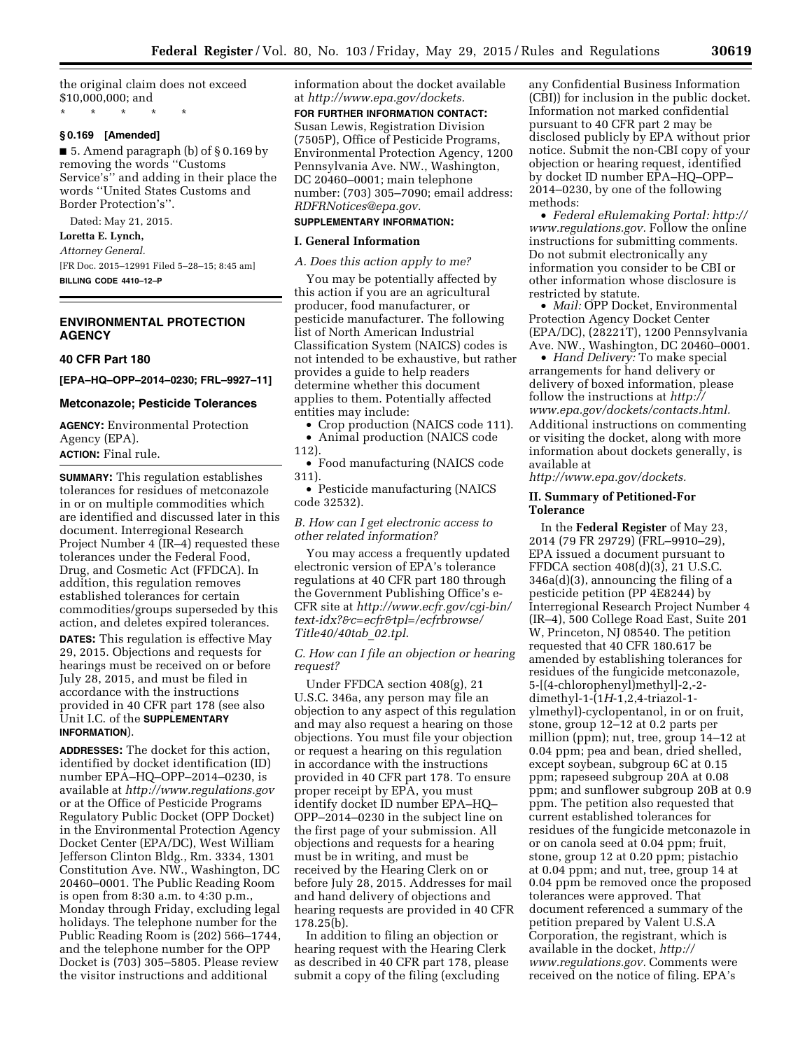the original claim does not exceed $10,000,000; and

\* \* \* \* \*

### § 0.169 [Amended]

■ 5. Amend paragraph (b) of § 0.169 by removing the words ''Customs Service's'' and adding in their place the words ''United States Customs and Border Protection's''.

Dated: May 21, 2015.

**Loretta E. Lynch,**

*Attorney General.*

[FR Doc. 2015–12991 Filed 5–28–15; 8:45 am]

**BILLING CODE 4410–12–P**

---

## ENVIRONMENTAL PROTECTION AGENCY

### 40 CFR Part 180

**[EPA–HQ–OPP–2014–0230; FRL–9927–11]**

### Metconazole; Pesticide Tolerances

**AGENCY:** Environmental Protection Agency (EPA).

**ACTION:** Final rule.

**SUMMARY:** This regulation establishes tolerances for residues of metconazole in or on multiple commodities which are identified and discussed later in this document. Interregional Research Project Number 4 (IR–4) requested these tolerances under the Federal Food, Drug, and Cosmetic Act (FFDCA). In addition, this regulation removes established tolerances for certain commodities/groups superseded by this action, and deletes expired tolerances.

**DATES:** This regulation is effective May 29, 2015. Objections and requests for hearings must be received on or before July 28, 2015, and must be filed in accordance with the instructions provided in 40 CFR part 178 (see also Unit I.C. of the **SUPPLEMENTARY INFORMATION**).

**ADDRESSES:** The docket for this action, identified by docket identification (ID) number EPA–HQ–OPP–2014–0230, is available at *http://www.regulations.gov* or at the Office of Pesticide Programs Regulatory Public Docket (OPP Docket) in the Environmental Protection Agency Docket Center (EPA/DC), West William Jefferson Clinton Bldg., Rm. 3334, 1301 Constitution Ave. NW., Washington, DC 20460–0001. The Public Reading Room is open from 8:30 a.m. to 4:30 p.m., Monday through Friday, excluding legal holidays. The telephone number for the Public Reading Room is (202) 566–1744, and the telephone number for the OPP Docket is (703) 305–5805. Please review the visitor instructions and additional information about the docket available at *http://www.epa.gov/dockets.*

**FOR FURTHER INFORMATION CONTACT:** Susan Lewis, Registration Division (7505P), Office of Pesticide Programs, Environmental Protection Agency, 1200 Pennsylvania Ave. NW., Washington, DC 20460–0001; main telephone number: (703) 305–7090; email address: *RDFRNotices@epa.gov.*

**SUPPLEMENTARY INFORMATION:**

#### I. General Information

*A. Does this action apply to me?*

You may be potentially affected by this action if you are an agricultural producer, food manufacturer, or pesticide manufacturer. The following list of North American Industrial Classification System (NAICS) codes is not intended to be exhaustive, but rather provides a guide to help readers determine whether this document applies to them. Potentially affected entities may include:

- Crop production (NAICS code 111).
- Animal production (NAICS code 112).
- Food manufacturing (NAICS code 311).
- Pesticide manufacturing (NAICS code 32532).

*B. How can I get electronic access to other related information?*

You may access a frequently updated electronic version of EPA's tolerance regulations at 40 CFR part 180 through the Government Publishing Office's e-CFR site at *http://www.ecfr.gov/cgi-bin/text-idx?&c=ecfr&tpl=/ecfrbrowse/Title40/40tab_02.tpl*.

*C. How can I file an objection or hearing request?*

Under FFDCA section 408(g), 21 U.S.C. 346a, any person may file an objection to any aspect of this regulation and may also request a hearing on those objections. You must file your objection or request a hearing on this regulation in accordance with the instructions provided in 40 CFR part 178. To ensure proper receipt by EPA, you must identify docket ID number EPA–HQ–OPP–2014–0230 in the subject line on the first page of your submission. All objections and requests for a hearing must be in writing, and must be received by the Hearing Clerk on or before July 28, 2015. Addresses for mail and hand delivery of objections and hearing requests are provided in 40 CFR 178.25(b).

In addition to filing an objection or hearing request with the Hearing Clerk as described in 40 CFR part 178, please submit a copy of the filing (excluding any Confidential Business Information (CBI)) for inclusion in the public docket. Information not marked confidential pursuant to 40 CFR part 2 may be disclosed publicly by EPA without prior notice. Submit the non-CBI copy of your objection or hearing request, identified by docket ID number EPA–HQ–OPP–2014–0230, by one of the following methods:

- *Federal eRulemaking Portal: http://www.regulations.gov.* Follow the online instructions for submitting comments. Do not submit electronically any information you consider to be CBI or other information whose disclosure is restricted by statute.
- *Mail:* OPP Docket, Environmental Protection Agency Docket Center (EPA/DC), (28221T), 1200 Pennsylvania Ave. NW., Washington, DC 20460–0001.
- *Hand Delivery:* To make special arrangements for hand delivery or delivery of boxed information, please follow the instructions at *http://www.epa.gov/dockets/contacts.html.* Additional instructions on commenting or visiting the docket, along with more information about dockets generally, is available at *http://www.epa.gov/dockets.*

#### II. Summary of Petitioned-For Tolerance

In the **Federal Register** of May 23, 2014 (79 FR 29729) (FRL–9910–29), EPA issued a document pursuant to FFDCA section 408(d)(3), 21 U.S.C. 346a(d)(3), announcing the filing of a pesticide petition (PP 4E8244) by Interregional Research Project Number 4 (IR–4), 500 College Road East, Suite 201 W, Princeton, NJ 08540. The petition requested that 40 CFR 180.617 be amended by establishing tolerances for residues of the fungicide metconazole, 5-[(4-chlorophenyl)methyl]-2,-2-dimethyl-1-(1*H*-1,2,4-triazol-1-ylmethyl)-cyclopentanol, in or on fruit, stone, group 12–12 at 0.2 parts per million (ppm); nut, tree, group 14–12 at 0.04 ppm; pea and bean, dried shelled, except soybean, subgroup 6C at 0.15 ppm; rapeseed subgroup 20A at 0.08 ppm; and sunflower subgroup 20B at 0.9 ppm. The petition also requested that current established tolerances for residues of the fungicide metconazole in or on canola seed at 0.04 ppm; fruit, stone, group 12 at 0.20 ppm; pistachio at 0.04 ppm; and nut, tree, group 14 at 0.04 ppm be removed once the proposed tolerances were approved. That document referenced a summary of the petition prepared by Valent U.S.A Corporation, the registrant, which is available in the docket, *http://www.regulations.gov.* Comments were received on the notice of filing. EPA's